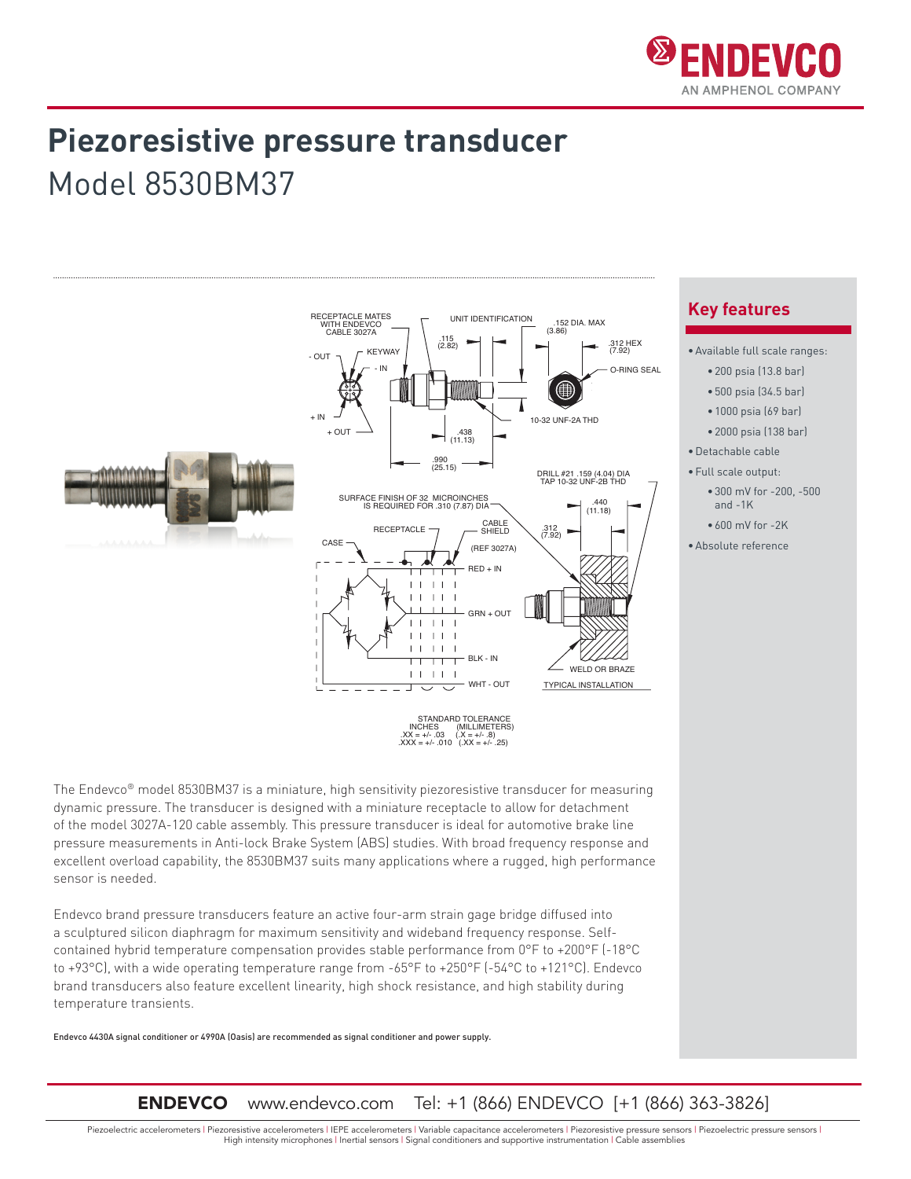# Piezoresistive pressure transducer

## Model 8530BM37

RECEPTACLE MATES WITH ENDEVCO CABLE 3027A

UNIT IDENTIFICATION

.152 DIA. MAX (3.86)

.115 (2.82)

.312 HEX (7.92)

KEYWAY

- OUT

- IN

O-RING SEAL

+ IN

+ OUT

10-32 UNF-2A THD

.438 (11.13)

.990 (25.15)

DRILL #21 .159 (4.04) DIA TAP 10-32 UNF-2B THD

SURFACE FINISH OF 32 MICROINCHES IS REQUIRED FOR .310 (7.87) DIA

.440 (11.18)

CABLE SHIELD

RECEPTACLE

.312 (7.92)

CASE

(REF 3027A)

RED + IN

GRN + OUT

BLK - IN

WHT - OUT

WELD OR BRAZE

TYPICAL INSTALLATION

STANDARD TOLERANCE
INCHES (MILLIMETERS)
.XX = +/- .03 (.X = +/- .8)
.XXX = +/- .010 (.XX = +/- .25)

## Key features

- Available full scale ranges:
  - 200 psia (13.8 bar)
  - 500 psia (34.5 bar)
  - 1000 psia (69 bar)
  - 2000 psia (138 bar)
- Detachable cable
- Full scale output:
  - 300 mV for -200, -500 and -1K
  - 600 mV for -2K
- Absolute reference

The Endevco® model 8530BM37 is a miniature, high sensitivity piezoresistive transducer for measuring dynamic pressure. The transducer is designed with a miniature receptacle to allow for detachment of the model 3027A-120 cable assembly. This pressure transducer is ideal for automotive brake line pressure measurements in Anti-lock Brake System (ABS) studies. With broad frequency response and excellent overload capability, the 8530BM37 suits many applications where a rugged, high performance sensor is needed.

Endevco brand pressure transducers feature an active four-arm strain gage bridge diffused into a sculptured silicon diaphragm for maximum sensitivity and wideband frequency response. Self-contained hybrid temperature compensation provides stable performance from 0°F to +200°F (-18°C to +93°C), with a wide operating temperature range from -65°F to +250°F (-54°C to +121°C). Endevco brand transducers also feature excellent linearity, high shock resistance, and high stability during temperature transients.

Endevco 4430A signal conditioner or 4990A (Oasis) are recommended as signal conditioner and power supply.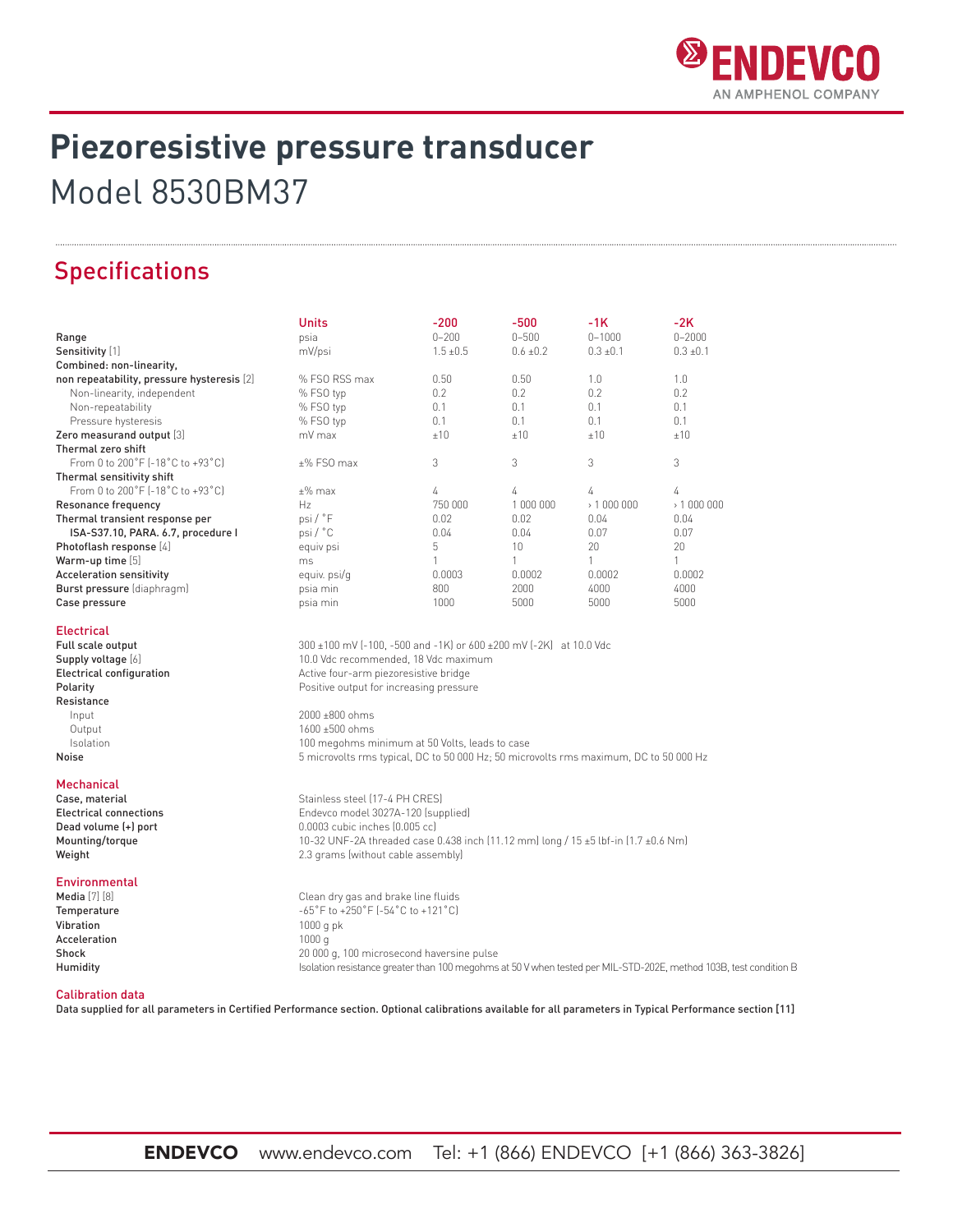# Piezoresistive pressure transducer

Model 8530BM37

## Specifications

| | Units | -200 | -500 | -1K | -2K |
|---|---|---|---|---|---|
| **Range** | psia | 0–200 | 0–500 | 0–1000 | 0–2000 |
| **Sensitivity** [1] | mV/psi | 1.5 ±0.5 | 0.6 ±0.2 | 0.3 ±0.1 | 0.3 ±0.1 |
| **Combined: non-linearity, non repeatability, pressure hysteresis** [2] | % FSO RSS max | 0.50 | 0.50 | 1.0 | 1.0 |
| Non-linearity, independent | % FSO typ | 0.2 | 0.2 | 0.2 | 0.2 |
| Non-repeatability | % FSO typ | 0.1 | 0.1 | 0.1 | 0.1 |
| Pressure hysteresis | % FSO typ | 0.1 | 0.1 | 0.1 | 0.1 |
| **Zero measurand output** [3] | mV max | ±10 | ±10 | ±10 | ±10 |
| **Thermal zero shift** | | | | | |
| From 0 to 200°F (-18°C to +93°C) | ±% FSO max | 3 | 3 | 3 | 3 |
| **Thermal sensitivity shift** | | | | | |
| From 0 to 200°F (-18°C to +93°C) | ±% max | 4 | 4 | 4 | 4 |
| **Resonance frequency** | Hz | 750 000 | 1 000 000 | › 1 000 000 | › 1 000 000 |
| **Thermal transient response per** | psi / °F | 0.02 | 0.02 | 0.04 | 0.04 |
| **ISA-S37.10, PARA. 6.7, procedure I** | psi / °C | 0.04 | 0.04 | 0.07 | 0.07 |
| **Photoflash response** [4] | equiv psi | 5 | 10 | 20 | 20 |
| **Warm-up time** [5] | ms | 1 | 1 | 1 | 1 |
| **Acceleration sensitivity** | equiv. psi/g | 0.0003 | 0.0002 | 0.0002 | 0.0002 |
| **Burst pressure** (diaphragm) | psia min | 800 | 2000 | 4000 | 4000 |
| **Case pressure** | psia min | 1000 | 5000 | 5000 | 5000 |

### Electrical

| | |
|---|---|
| **Full scale output** | 300 ±100 mV (-100, -500 and -1K) or 600 ±200 mV (-2K) at 10.0 Vdc |
| **Supply voltage** [6] | 10.0 Vdc recommended, 18 Vdc maximum |
| **Electrical configuration** | Active four-arm piezoresistive bridge |
| **Polarity** | Positive output for increasing pressure |
| **Resistance** | |
| Input | 2000 ±800 ohms |
| Output | 1600 ±500 ohms |
| Isolation | 100 megohms minimum at 50 Volts, leads to case |
| **Noise** | 5 microvolts rms typical, DC to 50 000 Hz; 50 microvolts rms maximum, DC to 50 000 Hz |

### Mechanical

| | |
|---|---|
| **Case, material** | Stainless steel (17-4 PH CRES) |
| **Electrical connections** | Endevco model 3027A-120 (supplied) |
| **Dead volume (+) port** | 0.0003 cubic inches (0.005 cc) |
| **Mounting/torque** | 10-32 UNF-2A threaded case 0.438 inch (11.12 mm) long / 15 ±5 lbf-in (1.7 ±0.6 Nm) |
| **Weight** | 2.3 grams (without cable assembly) |

### Environmental

| | |
|---|---|
| **Media** [7] [8] | Clean dry gas and brake line fluids |
| **Temperature** | -65°F to +250°F (-54°C to +121°C) |
| **Vibration** | 1000 g pk |
| **Acceleration** | 1000 g |
| **Shock** | 20 000 g, 100 microsecond haversine pulse |
| **Humidity** | Isolation resistance greater than 100 megohms at 50 V when tested per MIL-STD-202E, method 103B, test condition B |

### Calibration data

**Data supplied for all parameters in Certified Performance section. Optional calibrations available for all parameters in Typical Performance section [11]**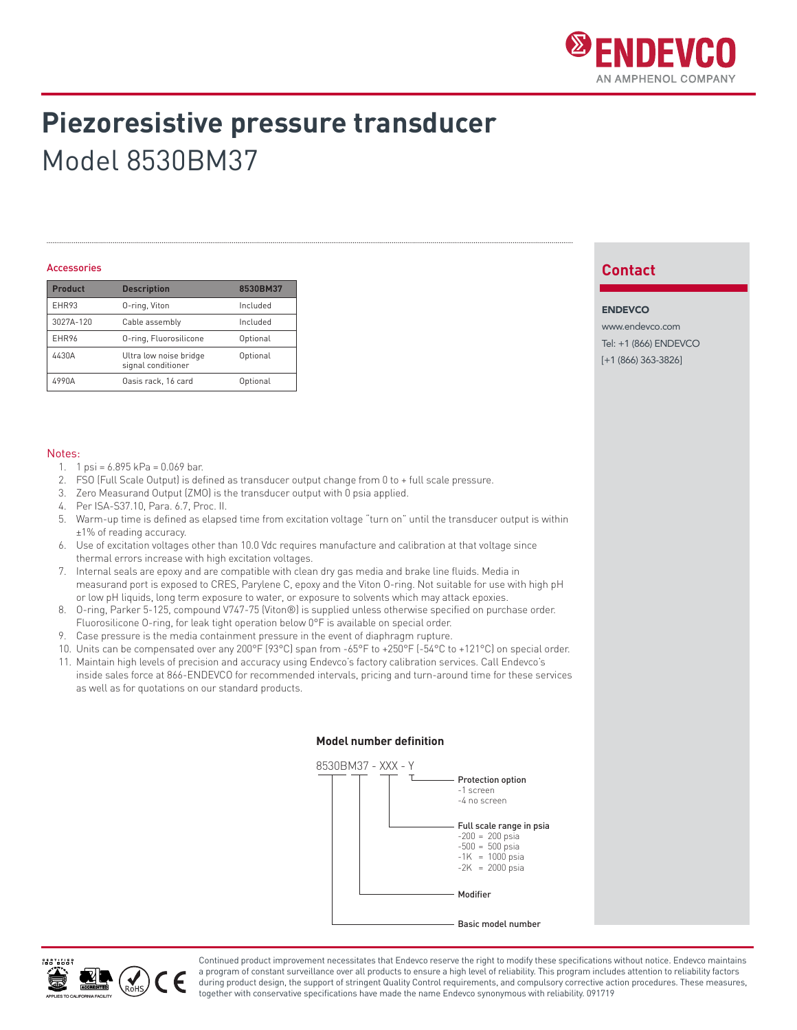# Piezoresistive pressure transducer

Model 8530BM37

### Accessories

| Product | Description | 8530BM37 |
|---|---|---|
| EHR93 | O-ring, Viton | Included |
| 3027A-120 | Cable assembly | Included |
| EHR96 | O-ring, Fluorosilicone | Optional |
| 4430A | Ultra low noise bridge signal conditioner | Optional |
| 4990A | Oasis rack, 16 card | Optional |

### Notes:

1. 1 psi = 6.895 kPa = 0.069 bar.
2. FSO (Full Scale Output) is defined as transducer output change from 0 to + full scale pressure.
3. Zero Measurand Output (ZMO) is the transducer output with 0 psia applied.
4. Per ISA-S37.10, Para. 6.7, Proc. II.
5. Warm-up time is defined as elapsed time from excitation voltage "turn on" until the transducer output is within ±1% of reading accuracy.
6. Use of excitation voltages other than 10.0 Vdc requires manufacture and calibration at that voltage since thermal errors increase with high excitation voltages.
7. Internal seals are epoxy and are compatible with clean dry gas media and brake line fluids. Media in measurand port is exposed to CRES, Parylene C, epoxy and the Viton O-ring. Not suitable for use with high pH or low pH liquids, long term exposure to water, or exposure to solvents which may attack epoxies.
8. O-ring, Parker 5-125, compound V747-75 (Viton®) is supplied unless otherwise specified on purchase order. Fluorosilicone O-ring, for leak tight operation below 0°F is available on special order.
9. Case pressure is the media containment pressure in the event of diaphragm rupture.
10. Units can be compensated over any 200°F (93°C) span from -65°F to +250°F (-54°C to +121°C) on special order.
11. Maintain high levels of precision and accuracy using Endevco's factory calibration services. Call Endevco's inside sales force at 866-ENDEVCO for recommended intervals, pricing and turn-around time for these services as well as for quotations on our standard products.

### Model number definition

8530BM37 - XXX - Y

**Protection option**
-1 screen
-4 no screen

**Full scale range in psia**
-200 = 200 psia
-500 = 500 psia
-1K = 1000 psia
-2K = 2000 psia

**Modifier**

**Basic model number**

## Contact

**ENDEVCO**
www.endevco.com
Tel: +1 (866) ENDEVCO
[+1 (866) 363-3826]

Continued product improvement necessitates that Endevco reserve the right to modify these specifications without notice. Endevco maintains a program of constant surveillance over all products to ensure a high level of reliability. This program includes attention to reliability factors during product design, the support of stringent Quality Control requirements, and compulsory corrective action procedures. These measures, together with conservative specifications have made the name Endevco synonymous with reliability. 091719